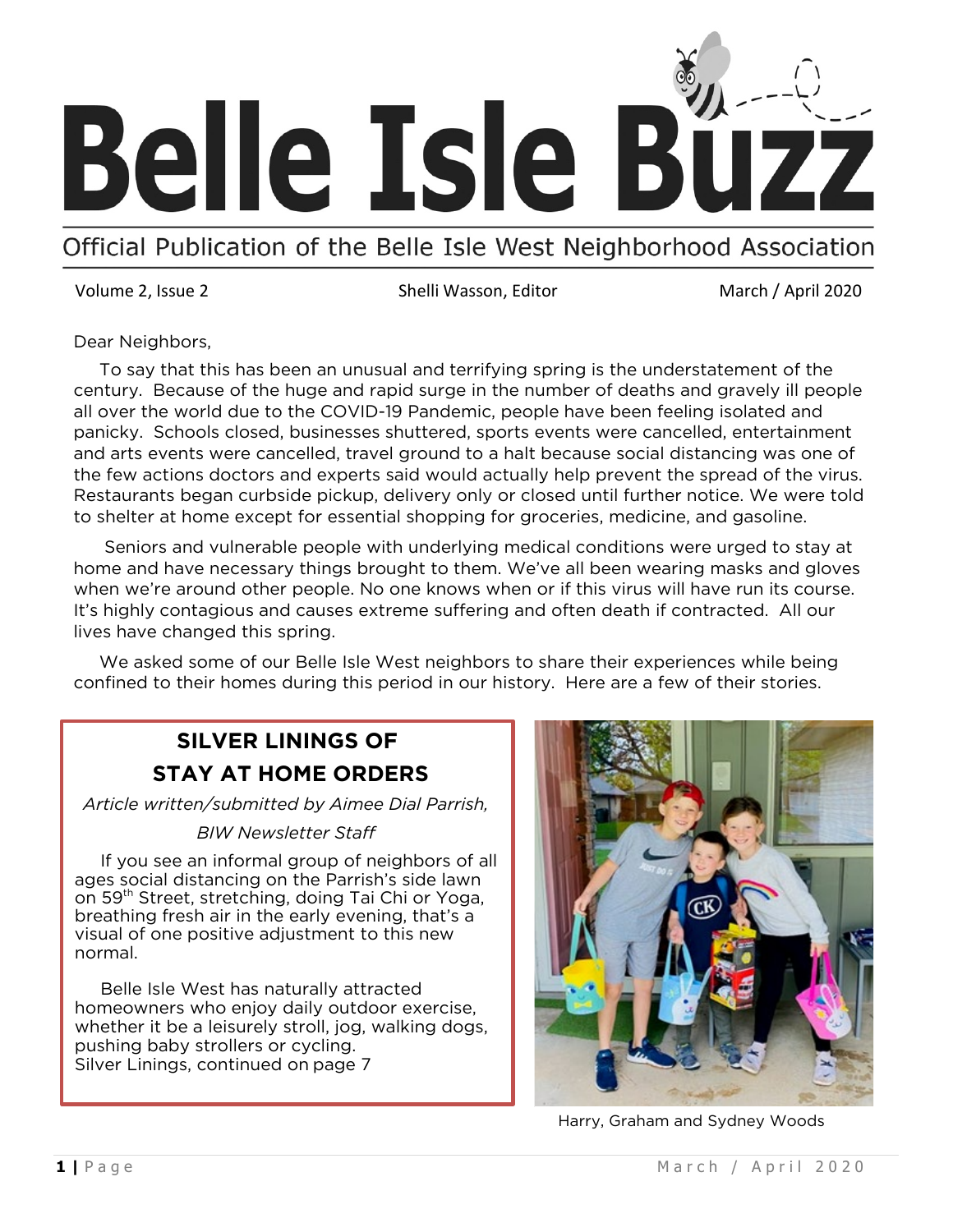# Belle Isle Buzz

Official Publication of the Belle Isle West Neighborhood Association

Volume 2, Issue 2 | Shelli Wasson, Editor | March / April 2020

Dear Neighbors,

To say that this has been an unusual and terrifying spring is the understatement of the century. Because of the huge and rapid surge in the number of deaths and gravely ill people all over the world due to the COVID-19 Pandemic, people have been feeling isolated and panicky. Schools closed, businesses shuttered, sports events were cancelled, entertainment and arts events were cancelled, travel ground to a halt because social distancing was one of the few actions doctors and experts said would actually help prevent the spread of the virus. Restaurants began curbside pickup, delivery only or closed until further notice. We were told to shelter at home except for essential shopping for groceries, medicine, and gasoline.

Seniors and vulnerable people with underlying medical conditions were urged to stay at home and have necessary things brought to them. We've all been wearing masks and gloves when we're around other people. No one knows when or if this virus will have run its course. It's highly contagious and causes extreme suffering and often death if contracted. All our lives have changed this spring.

We asked some of our Belle Isle West neighbors to share their experiences while being confined to their homes during this period in our history. Here are a few of their stories.

## SILVER LININGS OF STAY AT HOME ORDERS

*Article written/submitted by Aimee Dial Parrish, BIW Newsletter Staff*

If you see an informal group of neighbors of all ages social distancing on the Parrish's side lawn on 59th Street, stretching, doing Tai Chi or Yoga, breathing fresh air in the early evening, that's a visual of one positive adjustment to this new normal.

Belle Isle West has naturally attracted homeowners who enjoy daily outdoor exercise, whether it be a leisurely stroll, jog, walking dogs, pushing baby strollers or cycling.
Silver Linings, continued on page 7

Harry, Graham and Sydney Woods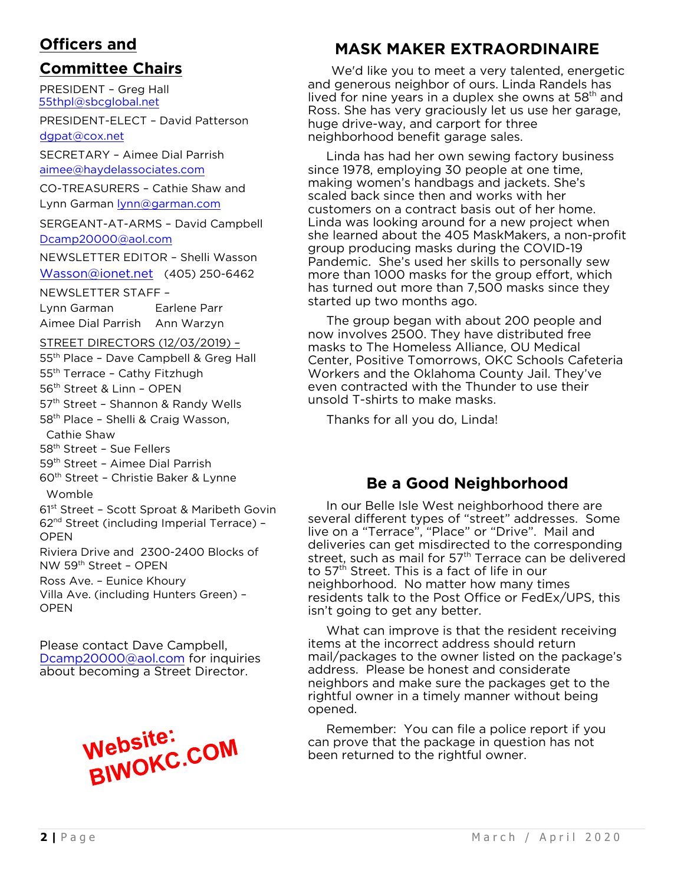## Officers and Committee Chairs

PRESIDENT – Greg Hall
55thpl@sbcglobal.net

PRESIDENT-ELECT – David Patterson
dgpat@cox.net

SECRETARY – Aimee Dial Parrish
aimee@haydelassociates.com

CO-TREASURERS – Cathie Shaw and Lynn Garman lynn@garman.com

SERGEANT-AT-ARMS – David Campbell
Dcamp20000@aol.com

NEWSLETTER EDITOR – Shelli Wasson
Wasson@ionet.net (405) 250-6462

NEWSLETTER STAFF –
Lynn Garman, Earlene Parr
Aimee Dial Parrish, Ann Warzyn

STREET DIRECTORS (12/03/2019) –

55th Place – Dave Campbell & Greg Hall
55th Terrace – Cathy Fitzhugh
56th Street & Linn – OPEN
57th Street – Shannon & Randy Wells
58th Place – Shelli & Craig Wasson, Cathie Shaw
58th Street – Sue Fellers
59th Street – Aimee Dial Parrish
60th Street – Christie Baker & Lynne Womble
61st Street – Scott Sproat & Maribeth Govin
62nd Street (including Imperial Terrace) – OPEN
Riviera Drive and 2300-2400 Blocks of NW 59th Street – OPEN
Ross Ave. – Eunice Khoury
Villa Ave. (including Hunters Green) – OPEN

Please contact Dave Campbell, Dcamp20000@aol.com for inquiries about becoming a Street Director.

**Website: BIWOKC.COM**

## MASK MAKER EXTRAORDINAIRE

We'd like you to meet a very talented, energetic and generous neighbor of ours. Linda Randels has lived for nine years in a duplex she owns at 58th and Ross. She has very graciously let us use her garage, huge drive-way, and carport for three neighborhood benefit garage sales.

Linda has had her own sewing factory business since 1978, employing 30 people at one time, making women's handbags and jackets. She's scaled back since then and works with her customers on a contract basis out of her home. Linda was looking around for a new project when she learned about the 405 MaskMakers, a non-profit group producing masks during the COVID-19 Pandemic. She's used her skills to personally sew more than 1000 masks for the group effort, which has turned out more than 7,500 masks since they started up two months ago.

The group began with about 200 people and now involves 2500. They have distributed free masks to The Homeless Alliance, OU Medical Center, Positive Tomorrows, OKC Schools Cafeteria Workers and the Oklahoma County Jail. They've even contracted with the Thunder to use their unsold T-shirts to make masks.

Thanks for all you do, Linda!

## Be a Good Neighborhood

In our Belle Isle West neighborhood there are several different types of "street" addresses. Some live on a "Terrace", "Place" or "Drive". Mail and deliveries can get misdirected to the corresponding street, such as mail for 57th Terrace can be delivered to 57th Street. This is a fact of life in our neighborhood. No matter how many times residents talk to the Post Office or FedEx/UPS, this isn't going to get any better.

What can improve is that the resident receiving items at the incorrect address should return mail/packages to the owner listed on the package's address. Please be honest and considerate neighbors and make sure the packages get to the rightful owner in a timely manner without being opened.

Remember: You can file a police report if you can prove that the package in question has not been returned to the rightful owner.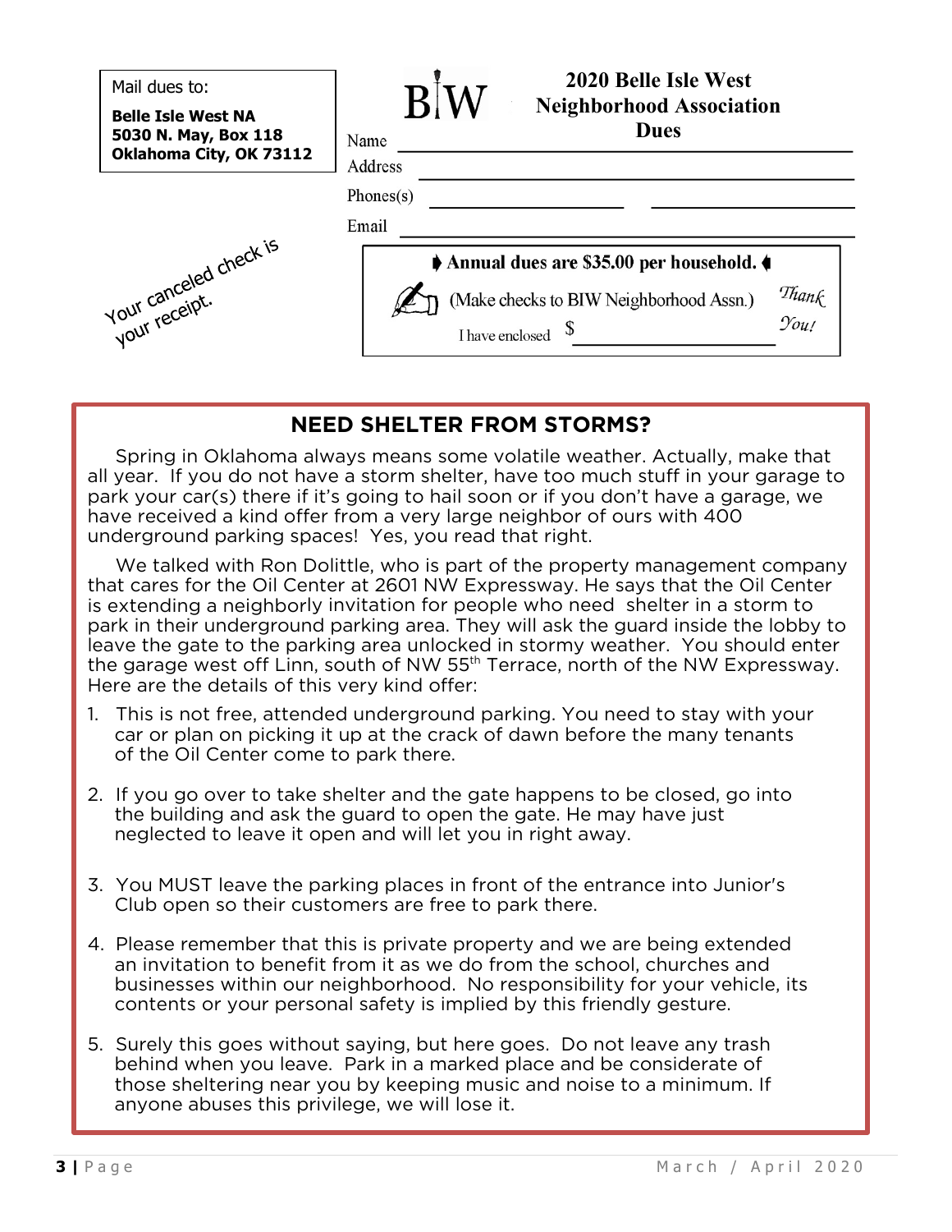Mail dues to:

**Belle Isle West NA**
**5030 N. May, Box 118**
**Oklahoma City, OK 73112**

Your canceled check is your receipt.

BIW

**2020 Belle Isle West Neighborhood Association Dues**

Name ______________________________

Address ______________________________

Phone(s) ______________ ______________

Email ______________________________

**Annual dues are $35.00 per household.**

(Make checks to BIW Neighborhood Assn.)

I have enclosed $ ______________

*Thank You!*

## NEED SHELTER FROM STORMS?

Spring in Oklahoma always means some volatile weather. Actually, make that all year. If you do not have a storm shelter, have too much stuff in your garage to park your car(s) there if it's going to hail soon or if you don't have a garage, we have received a kind offer from a very large neighbor of ours with 400 underground parking spaces! Yes, you read that right.

We talked with Ron Dolittle, who is part of the property management company that cares for the Oil Center at 2601 NW Expressway. He says that the Oil Center is extending a neighborly invitation for people who need shelter in a storm to park in their underground parking area. They will ask the guard inside the lobby to leave the gate to the parking area unlocked in stormy weather. You should enter the garage west off Linn, south of NW 55th Terrace, north of the NW Expressway. Here are the details of this very kind offer:

1. This is not free, attended underground parking. You need to stay with your car or plan on picking it up at the crack of dawn before the many tenants of the Oil Center come to park there.
2. If you go over to take shelter and the gate happens to be closed, go into the building and ask the guard to open the gate. He may have just neglected to leave it open and will let you in right away.
3. You MUST leave the parking places in front of the entrance into Junior's Club open so their customers are free to park there.
4. Please remember that this is private property and we are being extended an invitation to benefit from it as we do from the school, churches and businesses within our neighborhood. No responsibility for your vehicle, its contents or your personal safety is implied by this friendly gesture.
5. Surely this goes without saying, but here goes. Do not leave any trash behind when you leave. Park in a marked place and be considerate of those sheltering near you by keeping music and noise to a minimum. If anyone abuses this privilege, we will lose it.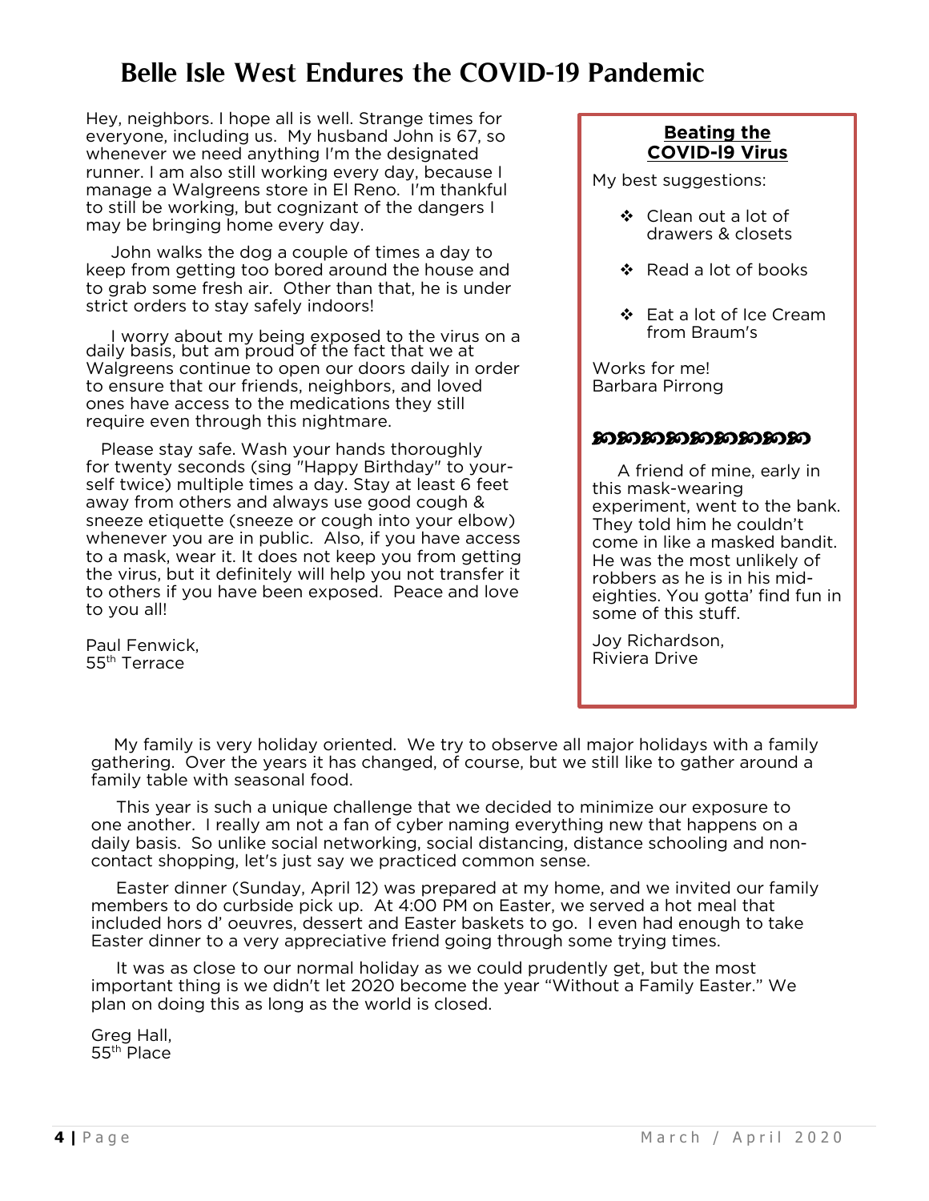# Belle Isle West Endures the COVID-19 Pandemic

Hey, neighbors. I hope all is well. Strange times for everyone, including us. My husband John is 67, so whenever we need anything I'm the designated runner. I am also still working every day, because I manage a Walgreens store in El Reno. I'm thankful to still be working, but cognizant of the dangers I may be bringing home every day.

John walks the dog a couple of times a day to keep from getting too bored around the house and to grab some fresh air. Other than that, he is under strict orders to stay safely indoors!

I worry about my being exposed to the virus on a daily basis, but am proud of the fact that we at Walgreens continue to open our doors daily in order to ensure that our friends, neighbors, and loved ones have access to the medications they still require even through this nightmare.

Please stay safe. Wash your hands thoroughly for twenty seconds (sing "Happy Birthday" to yourself twice) multiple times a day. Stay at least 6 feet away from others and always use good cough & sneeze etiquette (sneeze or cough into your elbow) whenever you are in public. Also, if you have access to a mask, wear it. It does not keep you from getting the virus, but it definitely will help you not transfer it to others if you have been exposed. Peace and love to you all!

Paul Fenwick,
55th Terrace

**Beating the COVID-I9 Virus**

My best suggestions:

- Clean out a lot of drawers & closets
- Read a lot of books
- Eat a lot of Ice Cream from Braum's

Works for me!
Barbara Pirrong

A friend of mine, early in this mask-wearing experiment, went to the bank. They told him he couldn't come in like a masked bandit. He was the most unlikely of robbers as he is in his mid-eighties. You gotta' find fun in some of this stuff.

Joy Richardson,
Riviera Drive

My family is very holiday oriented. We try to observe all major holidays with a family gathering. Over the years it has changed, of course, but we still like to gather around a family table with seasonal food.

This year is such a unique challenge that we decided to minimize our exposure to one another. I really am not a fan of cyber naming everything new that happens on a daily basis. So unlike social networking, social distancing, distance schooling and non-contact shopping, let's just say we practiced common sense.

Easter dinner (Sunday, April 12) was prepared at my home, and we invited our family members to do curbside pick up. At 4:00 PM on Easter, we served a hot meal that included hors d' oeuvres, dessert and Easter baskets to go. I even had enough to take Easter dinner to a very appreciative friend going through some trying times.

It was as close to our normal holiday as we could prudently get, but the most important thing is we didn't let 2020 become the year "Without a Family Easter." We plan on doing this as long as the world is closed.

Greg Hall,
55th Place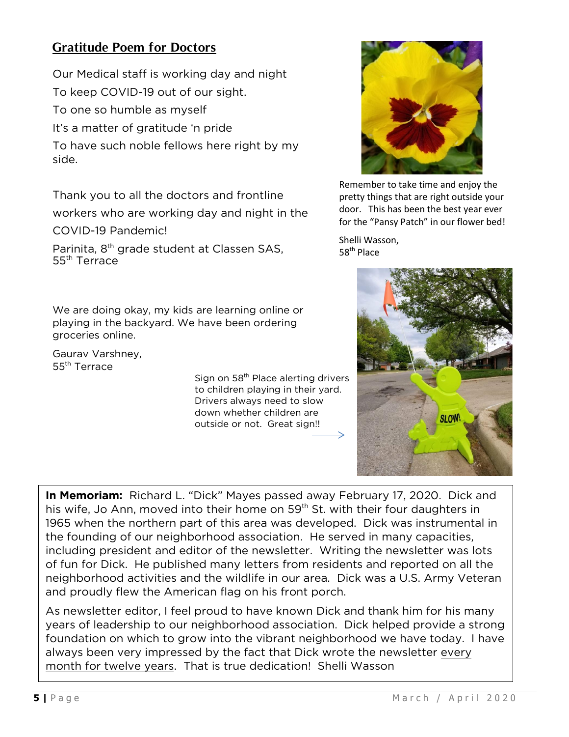## Gratitude Poem for Doctors

Our Medical staff is working day and night
To keep COVID-19 out of our sight.
To one so humble as myself
It's a matter of gratitude 'n pride
To have such noble fellows here right by my side.

Thank you to all the doctors and frontline workers who are working day and night in the COVID-19 Pandemic!

Parinita, 8th grade student at Classen SAS,
55th Terrace

Remember to take time and enjoy the pretty things that are right outside your door. This has been the best year ever for the "Pansy Patch" in our flower bed!

Shelli Wasson,
58th Place

We are doing okay, my kids are learning online or playing in the backyard. We have been ordering groceries online.

Gaurav Varshney,
55th Terrace

Sign on 58th Place alerting drivers to children playing in their yard. Drivers always need to slow down whether children are outside or not. Great sign!!

**In Memoriam:** Richard L. "Dick" Mayes passed away February 17, 2020. Dick and his wife, Jo Ann, moved into their home on 59th St. with their four daughters in 1965 when the northern part of this area was developed. Dick was instrumental in the founding of our neighborhood association. He served in many capacities, including president and editor of the newsletter. Writing the newsletter was lots of fun for Dick. He published many letters from residents and reported on all the neighborhood activities and the wildlife in our area. Dick was a U.S. Army Veteran and proudly flew the American flag on his front porch.

As newsletter editor, I feel proud to have known Dick and thank him for his many years of leadership to our neighborhood association. Dick helped provide a strong foundation on which to grow into the vibrant neighborhood we have today. I have always been very impressed by the fact that Dick wrote the newsletter every month for twelve years. That is true dedication! Shelli Wasson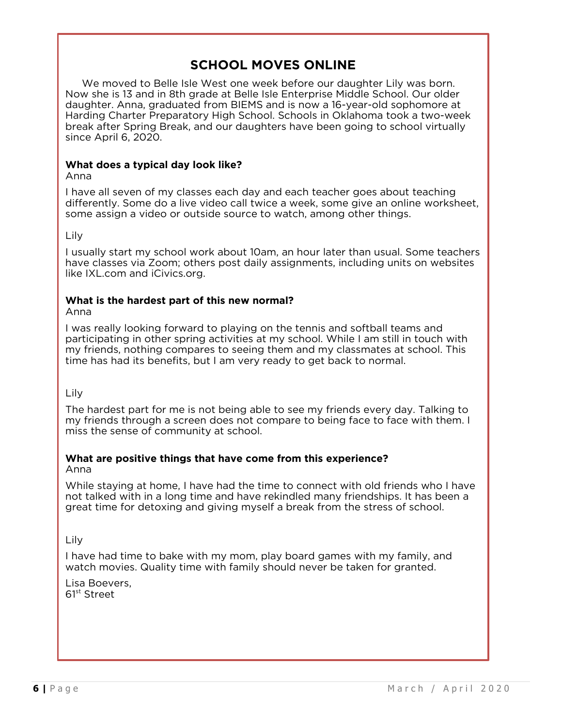# SCHOOL MOVES ONLINE

We moved to Belle Isle West one week before our daughter Lily was born. Now she is 13 and in 8th grade at Belle Isle Enterprise Middle School. Our older daughter. Anna, graduated from BIEMS and is now a 16-year-old sophomore at Harding Charter Preparatory High School. Schools in Oklahoma took a two-week break after Spring Break, and our daughters have been going to school virtually since April 6, 2020.

**What does a typical day look like?**

Anna

I have all seven of my classes each day and each teacher goes about teaching differently. Some do a live video call twice a week, some give an online worksheet, some assign a video or outside source to watch, among other things.

Lily

I usually start my school work about 10am, an hour later than usual. Some teachers have classes via Zoom; others post daily assignments, including units on websites like IXL.com and iCivics.org.

**What is the hardest part of this new normal?**

Anna

I was really looking forward to playing on the tennis and softball teams and participating in other spring activities at my school. While I am still in touch with my friends, nothing compares to seeing them and my classmates at school. This time has had its benefits, but I am very ready to get back to normal.

Lily

The hardest part for me is not being able to see my friends every day. Talking to my friends through a screen does not compare to being face to face with them. I miss the sense of community at school.

**What are positive things that have come from this experience?**

Anna

While staying at home, I have had the time to connect with old friends who I have not talked with in a long time and have rekindled many friendships. It has been a great time for detoxing and giving myself a break from the stress of school.

Lily

I have had time to bake with my mom, play board games with my family, and watch movies. Quality time with family should never be taken for granted.

Lisa Boevers,
61st Street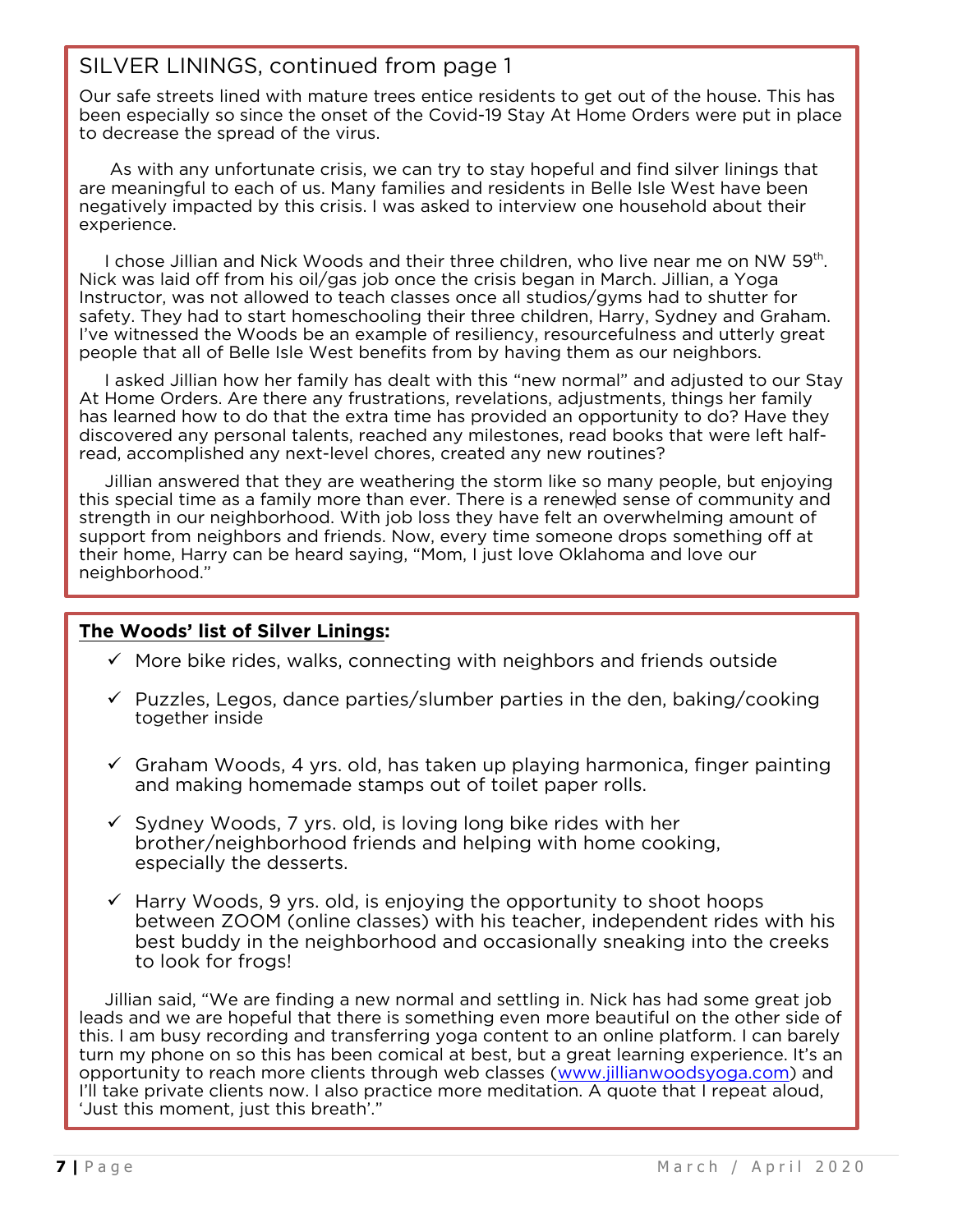## SILVER LININGS, continued from page 1

Our safe streets lined with mature trees entice residents to get out of the house. This has been especially so since the onset of the Covid-19 Stay At Home Orders were put in place to decrease the spread of the virus.

As with any unfortunate crisis, we can try to stay hopeful and find silver linings that are meaningful to each of us. Many families and residents in Belle Isle West have been negatively impacted by this crisis. I was asked to interview one household about their experience.

I chose Jillian and Nick Woods and their three children, who live near me on NW 59th. Nick was laid off from his oil/gas job once the crisis began in March. Jillian, a Yoga Instructor, was not allowed to teach classes once all studios/gyms had to shutter for safety. They had to start homeschooling their three children, Harry, Sydney and Graham. I've witnessed the Woods be an example of resiliency, resourcefulness and utterly great people that all of Belle Isle West benefits from by having them as our neighbors.

I asked Jillian how her family has dealt with this "new normal" and adjusted to our Stay At Home Orders. Are there any frustrations, revelations, adjustments, things her family has learned how to do that the extra time has provided an opportunity to do? Have they discovered any personal talents, reached any milestones, read books that were left half-read, accomplished any next-level chores, created any new routines?

Jillian answered that they are weathering the storm like so many people, but enjoying this special time as a family more than ever. There is a renewed sense of community and strength in our neighborhood. With job loss they have felt an overwhelming amount of support from neighbors and friends. Now, every time someone drops something off at their home, Harry can be heard saying, "Mom, I just love Oklahoma and love our neighborhood."

**The Woods' list of Silver Linings:**

- ✓ More bike rides, walks, connecting with neighbors and friends outside
- ✓ Puzzles, Legos, dance parties/slumber parties in the den, baking/cooking together inside
- ✓ Graham Woods, 4 yrs. old, has taken up playing harmonica, finger painting and making homemade stamps out of toilet paper rolls.
- ✓ Sydney Woods, 7 yrs. old, is loving long bike rides with her brother/neighborhood friends and helping with home cooking, especially the desserts.
- ✓ Harry Woods, 9 yrs. old, is enjoying the opportunity to shoot hoops between ZOOM (online classes) with his teacher, independent rides with his best buddy in the neighborhood and occasionally sneaking into the creeks to look for frogs!

Jillian said, "We are finding a new normal and settling in. Nick has had some great job leads and we are hopeful that there is something even more beautiful on the other side of this. I am busy recording and transferring yoga content to an online platform. I can barely turn my phone on so this has been comical at best, but a great learning experience. It's an opportunity to reach more clients through web classes (www.jillianwoodsyoga.com) and I'll take private clients now. I also practice more meditation. A quote that I repeat aloud, 'Just this moment, just this breath'."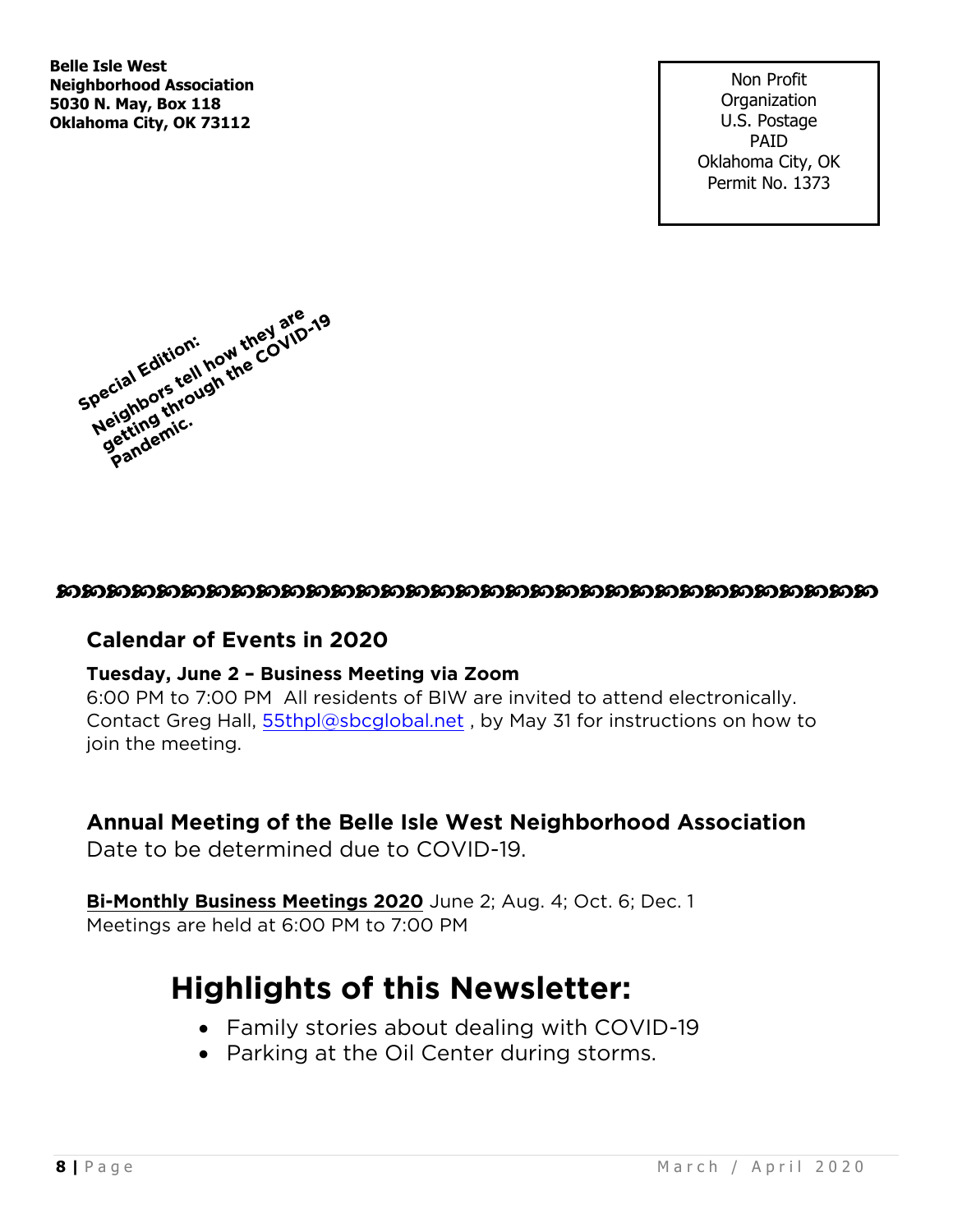**Belle Isle West**
**Neighborhood Association**
**5030 N. May, Box 118**
**Oklahoma City, OK 73112**

Non Profit
Organization
U.S. Postage
PAID
Oklahoma City, OK
Permit No. 1373

**Special Edition:**
**Neighbors tell how they are getting through the COVID-19 Pandemic.**

## Calendar of Events in 2020

**Tuesday, June 2 – Business Meeting via Zoom**
6:00 PM to 7:00 PM All residents of BIW are invited to attend electronically. Contact Greg Hall, 55thpl@sbcglobal.net , by May 31 for instructions on how to join the meeting.

**Annual Meeting of the Belle Isle West Neighborhood Association**
Date to be determined due to COVID-19.

**Bi-Monthly Business Meetings 2020** June 2; Aug. 4; Oct. 6; Dec. 1
Meetings are held at 6:00 PM to 7:00 PM

# Highlights of this Newsletter:

- Family stories about dealing with COVID-19
- Parking at the Oil Center during storms.